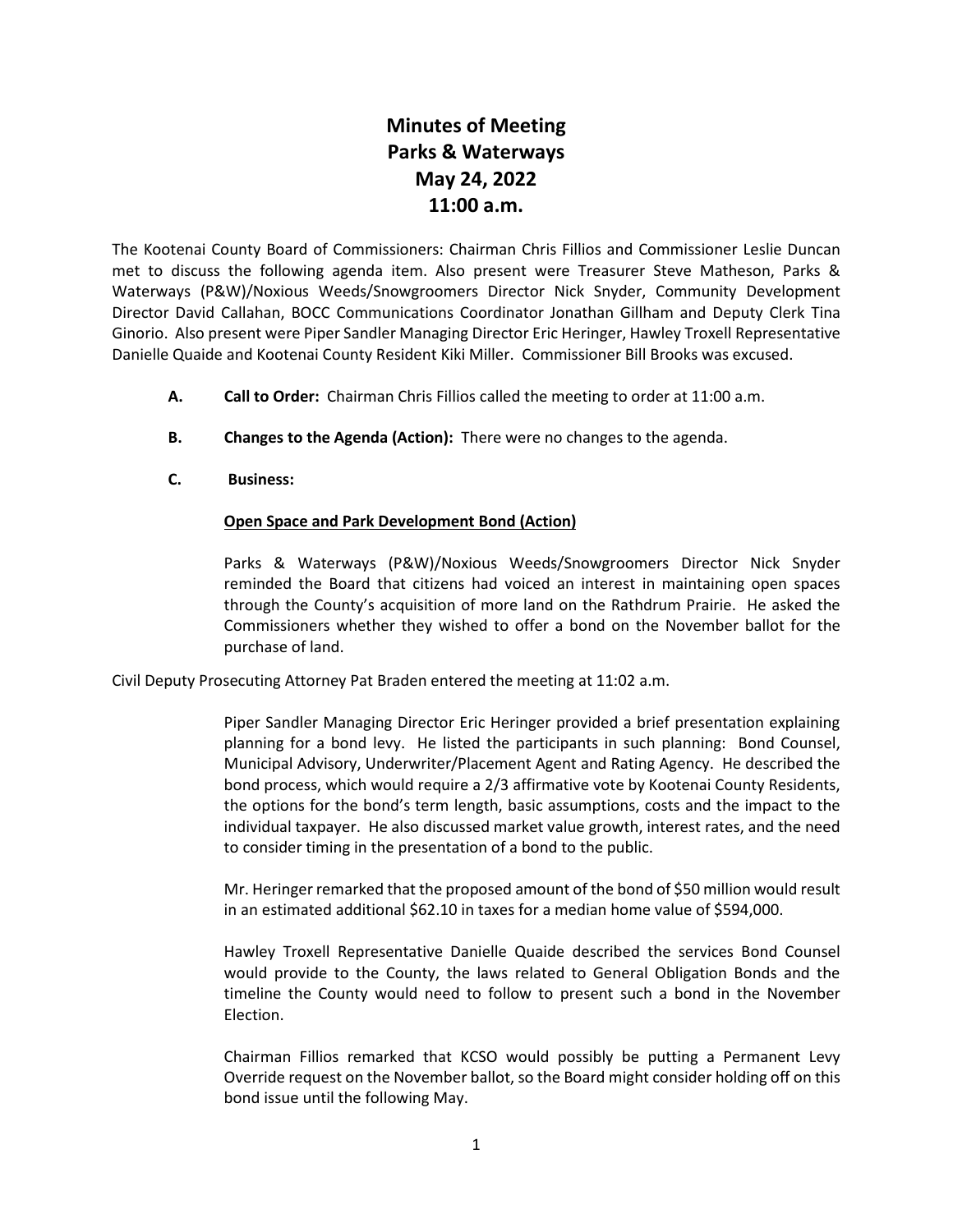# Minutes of Meeting
# Parks & Waterways
# May 24, 2022
# 11:00 a.m.

The Kootenai County Board of Commissioners: Chairman Chris Fillios and Commissioner Leslie Duncan met to discuss the following agenda item. Also present were Treasurer Steve Matheson, Parks & Waterways (P&W)/Noxious Weeds/Snowgroomers Director Nick Snyder, Community Development Director David Callahan, BOCC Communications Coordinator Jonathan Gillham and Deputy Clerk Tina Ginorio. Also present were Piper Sandler Managing Director Eric Heringer, Hawley Troxell Representative Danielle Quaide and Kootenai County Resident Kiki Miller. Commissioner Bill Brooks was excused.

**A. Call to Order:** Chairman Chris Fillios called the meeting to order at 11:00 a.m.

**B. Changes to the Agenda (Action):** There were no changes to the agenda.

**C. Business:**

**Open Space and Park Development Bond (Action)**

Parks & Waterways (P&W)/Noxious Weeds/Snowgroomers Director Nick Snyder reminded the Board that citizens had voiced an interest in maintaining open spaces through the County's acquisition of more land on the Rathdrum Prairie. He asked the Commissioners whether they wished to offer a bond on the November ballot for the purchase of land.

Civil Deputy Prosecuting Attorney Pat Braden entered the meeting at 11:02 a.m.

Piper Sandler Managing Director Eric Heringer provided a brief presentation explaining planning for a bond levy. He listed the participants in such planning: Bond Counsel, Municipal Advisory, Underwriter/Placement Agent and Rating Agency. He described the bond process, which would require a 2/3 affirmative vote by Kootenai County Residents, the options for the bond's term length, basic assumptions, costs and the impact to the individual taxpayer. He also discussed market value growth, interest rates, and the need to consider timing in the presentation of a bond to the public.

Mr. Heringer remarked that the proposed amount of the bond of $50 million would result in an estimated additional $62.10 in taxes for a median home value of $594,000.

Hawley Troxell Representative Danielle Quaide described the services Bond Counsel would provide to the County, the laws related to General Obligation Bonds and the timeline the County would need to follow to present such a bond in the November Election.

Chairman Fillios remarked that KCSO would possibly be putting a Permanent Levy Override request on the November ballot, so the Board might consider holding off on this bond issue until the following May.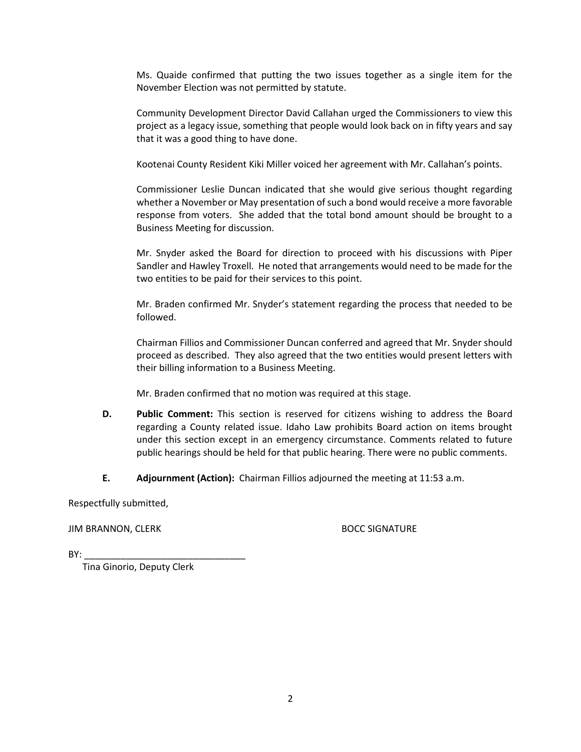Ms. Quaide confirmed that putting the two issues together as a single item for the November Election was not permitted by statute.

Community Development Director David Callahan urged the Commissioners to view this project as a legacy issue, something that people would look back on in fifty years and say that it was a good thing to have done.

Kootenai County Resident Kiki Miller voiced her agreement with Mr. Callahan's points.

Commissioner Leslie Duncan indicated that she would give serious thought regarding whether a November or May presentation of such a bond would receive a more favorable response from voters. She added that the total bond amount should be brought to a Business Meeting for discussion.

Mr. Snyder asked the Board for direction to proceed with his discussions with Piper Sandler and Hawley Troxell. He noted that arrangements would need to be made for the two entities to be paid for their services to this point.

Mr. Braden confirmed Mr. Snyder's statement regarding the process that needed to be followed.

Chairman Fillios and Commissioner Duncan conferred and agreed that Mr. Snyder should proceed as described. They also agreed that the two entities would present letters with their billing information to a Business Meeting.

Mr. Braden confirmed that no motion was required at this stage.

**D.** **Public Comment:** This section is reserved for citizens wishing to address the Board regarding a County related issue. Idaho Law prohibits Board action on items brought under this section except in an emergency circumstance. Comments related to future public hearings should be held for that public hearing. There were no public comments.

**E.** **Adjournment (Action):** Chairman Fillios adjourned the meeting at 11:53 a.m.

Respectfully submitted,

JIM BRANNON, CLERK BOCC SIGNATURE

BY: _______________________________

Tina Ginorio, Deputy Clerk